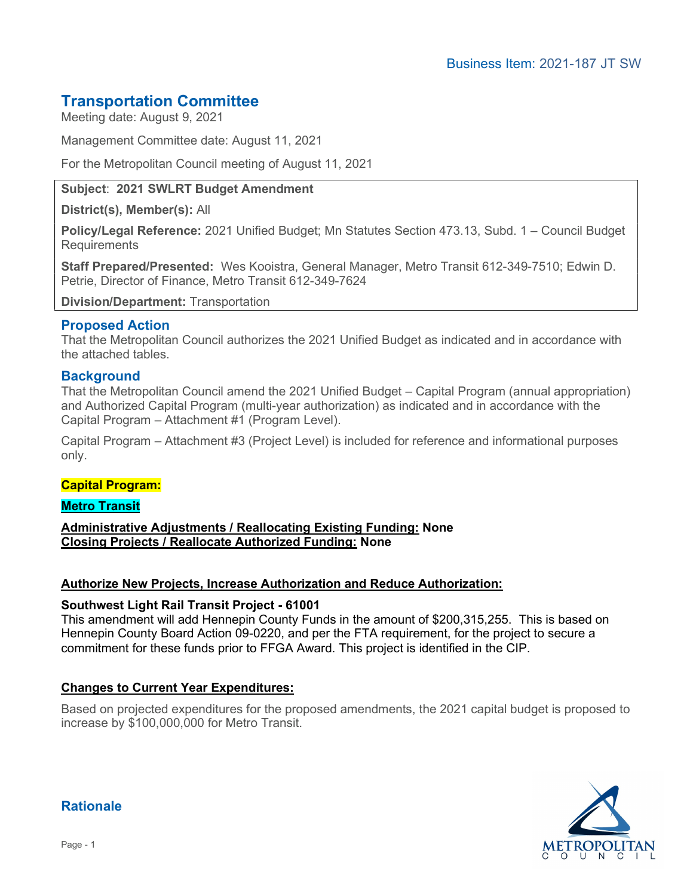Business Item: 2021-187 JT SW

# Transportation Committee

Meeting date: August 9, 2021

Management Committee date: August 11, 2021

For the Metropolitan Council meeting of August 11, 2021

**Subject**: **2021 SWLRT Budget Amendment**

**District(s), Member(s):** All

**Policy/Legal Reference:** 2021 Unified Budget; Mn Statutes Section 473.13, Subd. 1 – Council Budget Requirements

**Staff Prepared/Presented:** Wes Kooistra, General Manager, Metro Transit 612-349-7510; Edwin D. Petrie, Director of Finance, Metro Transit 612-349-7624

**Division/Department:** Transportation

## Proposed Action

That the Metropolitan Council authorizes the 2021 Unified Budget as indicated and in accordance with the attached tables.

## Background

That the Metropolitan Council amend the 2021 Unified Budget – Capital Program (annual appropriation) and Authorized Capital Program (multi-year authorization) as indicated and in accordance with the Capital Program – Attachment #1 (Program Level).

Capital Program – Attachment #3 (Project Level) is included for reference and informational purposes only.

**Capital Program:**

**Metro Transit**

**Administrative Adjustments / Reallocating Existing Funding:** **None**
**Closing Projects / Reallocate Authorized Funding:** **None**

**Authorize New Projects, Increase Authorization and Reduce Authorization:**

**Southwest Light Rail Transit Project - 61001**
This amendment will add Hennepin County Funds in the amount of $200,315,255. This is based on Hennepin County Board Action 09-0220, and per the FTA requirement, for the project to secure a commitment for these funds prior to FFGA Award. This project is identified in the CIP.

**Changes to Current Year Expenditures:**

Based on projected expenditures for the proposed amendments, the 2021 capital budget is proposed to increase by $100,000,000 for Metro Transit.

## Rationale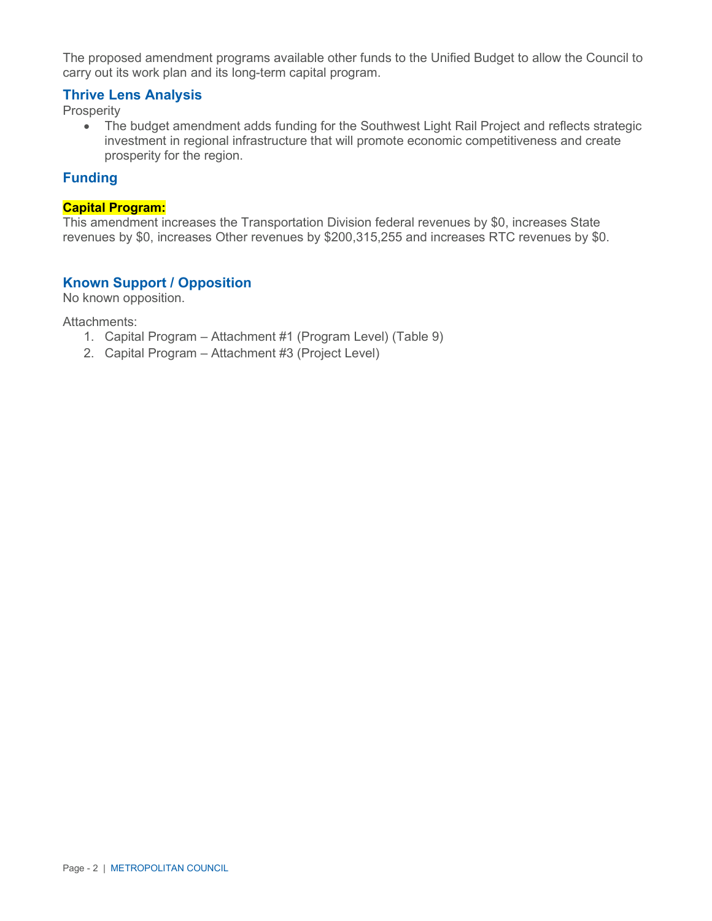The proposed amendment programs available other funds to the Unified Budget to allow the Council to carry out its work plan and its long-term capital program.

## Thrive Lens Analysis

Prosperity

- The budget amendment adds funding for the Southwest Light Rail Project and reflects strategic investment in regional infrastructure that will promote economic competitiveness and create prosperity for the region.

## Funding

**Capital Program:**

This amendment increases the Transportation Division federal revenues by $0, increases State revenues by $0, increases Other revenues by $200,315,255 and increases RTC revenues by $0.

## Known Support / Opposition

No known opposition.

Attachments:

1. Capital Program – Attachment #1 (Program Level) (Table 9)
2. Capital Program – Attachment #3 (Project Level)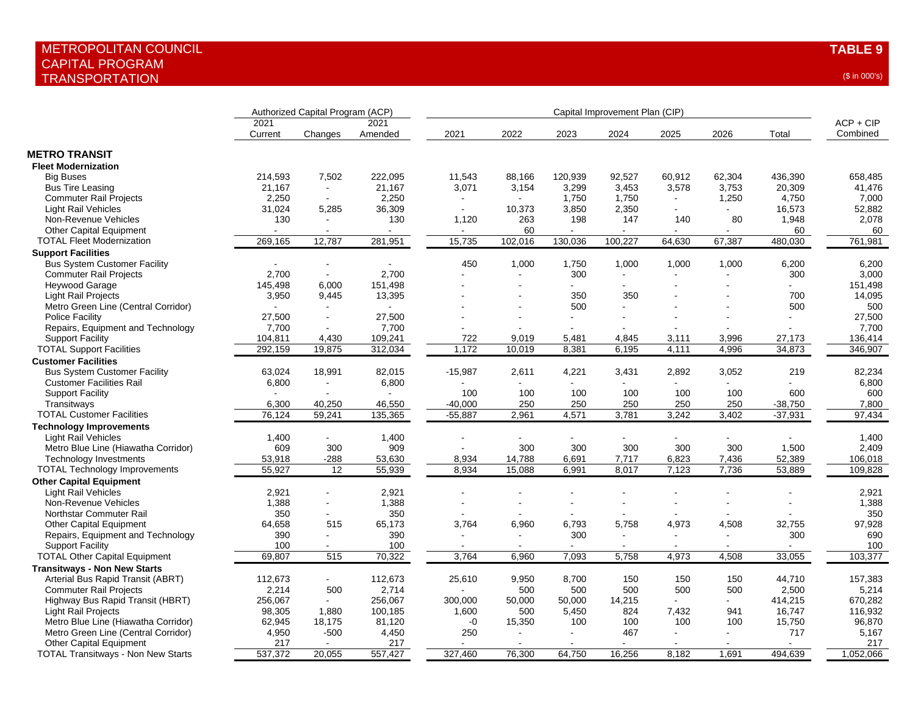# METROPOLITAN COUNCIL
## CAPITAL PROGRAM
## TRANSPORTATION

**TABLE 9**

($ in 000's)

| | Authorized Capital Program (ACP) | | | Capital Improvement Plan (CIP) | | | | | | | |
|---|---|---|---|---|---|---|---|---|---|---|---|
| | 2021 Current | Changes | 2021 Amended | 2021 | 2022 | 2023 | 2024 | 2025 | 2026 | Total | ACP + CIP Combined |
| **METRO TRANSIT** | | | | | | | | | | | |
| **Fleet Modernization** | | | | | | | | | | | |
| Big Buses | 214,593 | 7,502 | 222,095 | 11,543 | 88,166 | 120,939 | 92,527 | 60,912 | 62,304 | 436,390 | 658,485 |
| Bus Tire Leasing | 21,167 | - | 21,167 | 3,071 | 3,154 | 3,299 | 3,453 | 3,578 | 3,753 | 20,309 | 41,476 |
| Commuter Rail Projects | 2,250 | - | 2,250 | - | - | 1,750 | 1,750 | - | 1,250 | 4,750 | 7,000 |
| Light Rail Vehicles | 31,024 | 5,285 | 36,309 | - | 10,373 | 3,850 | 2,350 | - | - | 16,573 | 52,882 |
| Non-Revenue Vehicles | 130 | - | 130 | 1,120 | 263 | 198 | 147 | 140 | 80 | 1,948 | 2,078 |
| Other Capital Equipment | - | - | - | - | 60 | - | - | - | - | 60 | 60 |
| TOTAL Fleet Modernization | 269,165 | 12,787 | 281,951 | 15,735 | 102,016 | 130,036 | 100,227 | 64,630 | 67,387 | 480,030 | 761,981 |
| **Support Facilities** | | | | | | | | | | | |
| Bus System Customer Facility | - | - | - | 450 | 1,000 | 1,750 | 1,000 | 1,000 | 1,000 | 6,200 | 6,200 |
| Commuter Rail Projects | 2,700 | - | 2,700 | - | - | 300 | - | - | - | 300 | 3,000 |
| Heywood Garage | 145,498 | 6,000 | 151,498 | - | - | - | - | - | - | - | 151,498 |
| Light Rail Projects | 3,950 | 9,445 | 13,395 | - | - | 350 | 350 | - | - | 700 | 14,095 |
| Metro Green Line (Central Corridor) | - | - | - | - | - | 500 | - | - | - | 500 | 500 |
| Police Facility | 27,500 | - | 27,500 | - | - | - | - | - | - | - | 27,500 |
| Repairs, Equipment and Technology | 7,700 | - | 7,700 | - | - | - | - | - | - | - | 7,700 |
| Support Facility | 104,811 | 4,430 | 109,241 | 722 | 9,019 | 5,481 | 4,845 | 3,111 | 3,996 | 27,173 | 136,414 |
| TOTAL Support Facilities | 292,159 | 19,875 | 312,034 | 1,172 | 10,019 | 8,381 | 6,195 | 4,111 | 4,996 | 34,873 | 346,907 |
| **Customer Facilities** | | | | | | | | | | | |
| Bus System Customer Facility | 63,024 | 18,991 | 82,015 | -15,987 | 2,611 | 4,221 | 3,431 | 2,892 | 3,052 | 219 | 82,234 |
| Customer Facilities Rail | 6,800 | - | 6,800 | - | - | - | - | - | - | - | 6,800 |
| Support Facility | - | - | - | 100 | 100 | 100 | 100 | 100 | 100 | 600 | 600 |
| Transitways | 6,300 | 40,250 | 46,550 | -40,000 | 250 | 250 | 250 | 250 | 250 | -38,750 | 7,800 |
| TOTAL Customer Facilities | 76,124 | 59,241 | 135,365 | -55,887 | 2,961 | 4,571 | 3,781 | 3,242 | 3,402 | -37,931 | 97,434 |
| **Technology Improvements** | | | | | | | | | | | |
| Light Rail Vehicles | 1,400 | - | 1,400 | - | - | - | - | - | - | - | 1,400 |
| Metro Blue Line (Hiawatha Corridor) | 609 | 300 | 909 | - | 300 | 300 | 300 | 300 | 300 | 1,500 | 2,409 |
| Technology Investments | 53,918 | -288 | 53,630 | 8,934 | 14,788 | 6,691 | 7,717 | 6,823 | 7,436 | 52,389 | 106,018 |
| TOTAL Technology Improvements | 55,927 | 12 | 55,939 | 8,934 | 15,088 | 6,991 | 8,017 | 7,123 | 7,736 | 53,889 | 109,828 |
| **Other Capital Equipment** | | | | | | | | | | | |
| Light Rail Vehicles | 2,921 | - | 2,921 | - | - | - | - | - | - | - | 2,921 |
| Non-Revenue Vehicles | 1,388 | - | 1,388 | - | - | - | - | - | - | - | 1,388 |
| Northstar Commuter Rail | 350 | - | 350 | - | - | - | - | - | - | - | 350 |
| Other Capital Equipment | 64,658 | 515 | 65,173 | 3,764 | 6,960 | 6,793 | 5,758 | 4,973 | 4,508 | 32,755 | 97,928 |
| Repairs, Equipment and Technology | 390 | - | 390 | - | - | 300 | - | - | - | 300 | 690 |
| Support Facility | 100 | - | 100 | - | - | - | - | - | - | - | 100 |
| TOTAL Other Capital Equipment | 69,807 | 515 | 70,322 | 3,764 | 6,960 | 7,093 | 5,758 | 4,973 | 4,508 | 33,055 | 103,377 |
| **Transitways - Non New Starts** | | | | | | | | | | | |
| Arterial Bus Rapid Transit (ABRT) | 112,673 | - | 112,673 | 25,610 | 9,950 | 8,700 | 150 | 150 | 150 | 44,710 | 157,383 |
| Commuter Rail Projects | 2,214 | 500 | 2,714 | - | 500 | 500 | 500 | 500 | 500 | 2,500 | 5,214 |
| Highway Bus Rapid Transit (HBRT) | 256,067 | - | 256,067 | 300,000 | 50,000 | 50,000 | 14,215 | - | - | 414,215 | 670,282 |
| Light Rail Projects | 98,305 | 1,880 | 100,185 | 1,600 | 500 | 5,450 | 824 | 7,432 | 941 | 16,747 | 116,932 |
| Metro Blue Line (Hiawatha Corridor) | 62,945 | 18,175 | 81,120 | -0 | 15,350 | 100 | 100 | 100 | 100 | 15,750 | 96,870 |
| Metro Green Line (Central Corridor) | 4,950 | -500 | 4,450 | 250 | - | - | 467 | - | - | 717 | 5,167 |
| Other Capital Equipment | 217 | - | 217 | - | - | - | - | - | - | - | 217 |
| TOTAL Transitways - Non New Starts | 537,372 | 20,055 | 557,427 | 327,460 | 76,300 | 64,750 | 16,256 | 8,182 | 1,691 | 494,639 | 1,052,066 |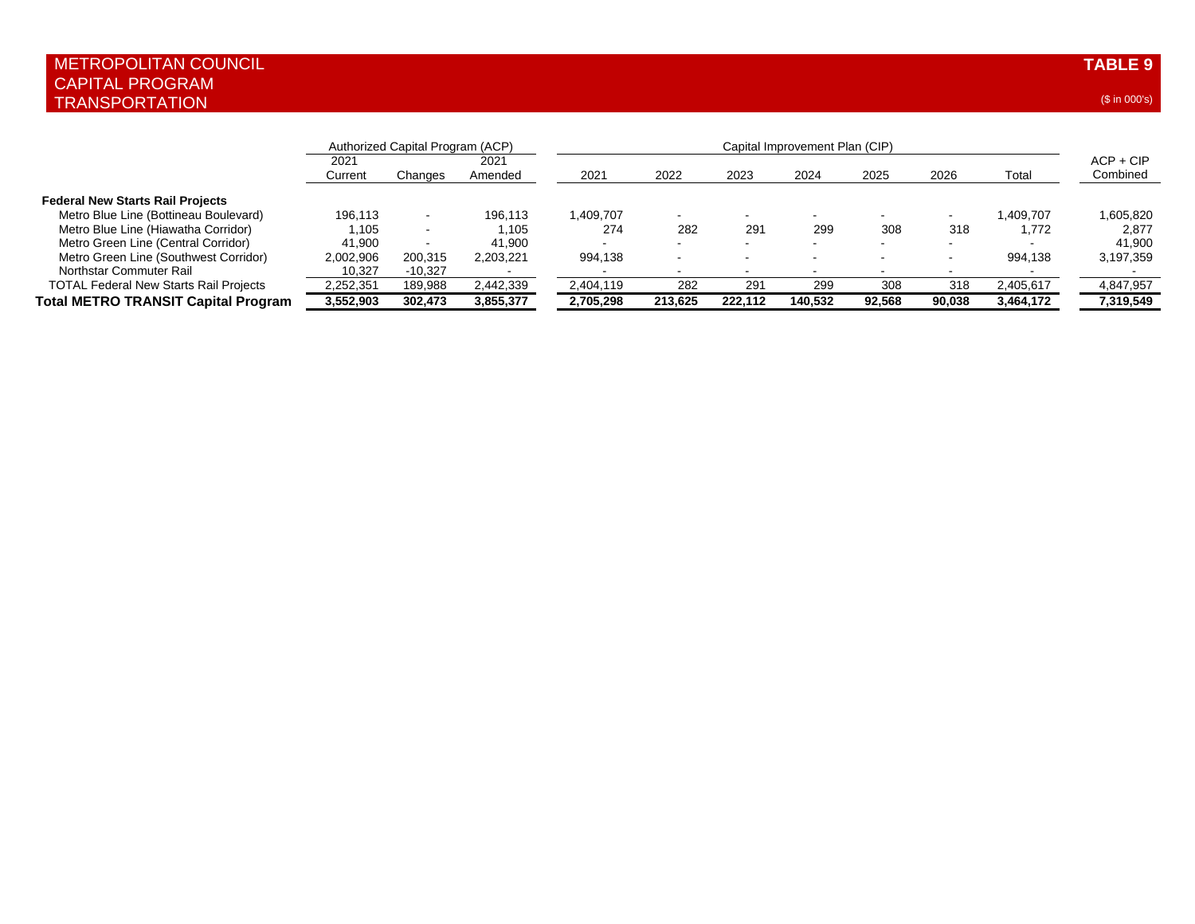METROPOLITAN COUNCIL
CAPITAL PROGRAM
TRANSPORTATION

**TABLE 9**

($ in 000's)

| | Authorized Capital Program (ACP) | | | Capital Improvement Plan (CIP) | | | | | | | |
|---|---|---|---|---|---|---|---|---|---|---|---|
| | 2021 Current | Changes | 2021 Amended | 2021 | 2022 | 2023 | 2024 | 2025 | 2026 | Total | ACP + CIP Combined |
| **Federal New Starts Rail Projects** | | | | | | | | | | | |
| Metro Blue Line (Bottineau Boulevard) | 196,113 | - | 196,113 | 1,409,707 | - | - | - | - | - | 1,409,707 | 1,605,820 |
| Metro Blue Line (Hiawatha Corridor) | 1,105 | - | 1,105 | 274 | 282 | 291 | 299 | 308 | 318 | 1,772 | 2,877 |
| Metro Green Line (Central Corridor) | 41,900 | - | 41,900 | - | - | - | - | - | - | - | 41,900 |
| Metro Green Line (Southwest Corridor) | 2,002,906 | 200,315 | 2,203,221 | 994,138 | - | - | - | - | - | 994,138 | 3,197,359 |
| Northstar Commuter Rail | 10,327 | -10,327 | - | - | - | - | - | - | - | - | - |
| TOTAL Federal New Starts Rail Projects | 2,252,351 | 189,988 | 2,442,339 | 2,404,119 | 282 | 291 | 299 | 308 | 318 | 2,405,617 | 4,847,957 |
| **Total METRO TRANSIT Capital Program** | **3,552,903** | **302,473** | **3,855,377** | **2,705,298** | **213,625** | **222,112** | **140,532** | **92,568** | **90,038** | **3,464,172** | **7,319,549** |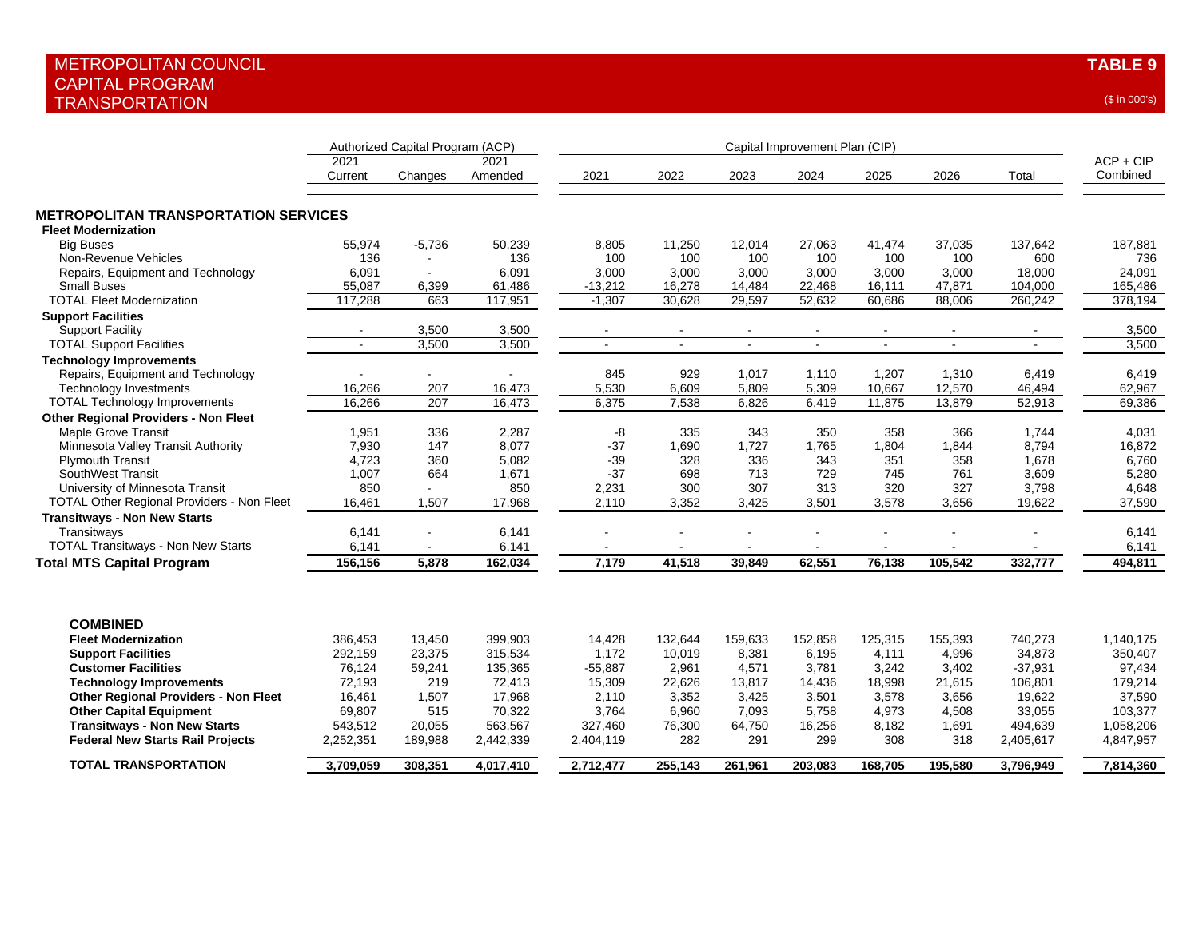# METROPOLITAN COUNCIL
## CAPITAL PROGRAM
## TRANSPORTATION

**TABLE 9**

($ in 000's)

| | Authorized Capital Program (ACP) | | | Capital Improvement Plan (CIP) | | | | | | | |
|---|---|---|---|---|---|---|---|---|---|---|---|
| | 2021 Current | Changes | 2021 Amended | 2021 | 2022 | 2023 | 2024 | 2025 | 2026 | Total | ACP + CIP Combined |
| **METROPOLITAN TRANSPORTATION SERVICES** | | | | | | | | | | | |
| **Fleet Modernization** | | | | | | | | | | | |
| Big Buses | 55,974 | -5,736 | 50,239 | 8,805 | 11,250 | 12,014 | 27,063 | 41,474 | 37,035 | 137,642 | 187,881 |
| Non-Revenue Vehicles | 136 | - | 136 | 100 | 100 | 100 | 100 | 100 | 100 | 600 | 736 |
| Repairs, Equipment and Technology | 6,091 | - | 6,091 | 3,000 | 3,000 | 3,000 | 3,000 | 3,000 | 3,000 | 18,000 | 24,091 |
| Small Buses | 55,087 | 6,399 | 61,486 | -13,212 | 16,278 | 14,484 | 22,468 | 16,111 | 47,871 | 104,000 | 165,486 |
| TOTAL Fleet Modernization | 117,288 | 663 | 117,951 | -1,307 | 30,628 | 29,597 | 52,632 | 60,686 | 88,006 | 260,242 | 378,194 |
| **Support Facilities** | | | | | | | | | | | |
| Support Facility | - | 3,500 | 3,500 | - | - | - | - | - | - | - | 3,500 |
| TOTAL Support Facilities | - | 3,500 | 3,500 | - | - | - | - | - | - | - | 3,500 |
| **Technology Improvements** | | | | | | | | | | | |
| Repairs, Equipment and Technology | - | - | - | 845 | 929 | 1,017 | 1,110 | 1,207 | 1,310 | 6,419 | 6,419 |
| Technology Investments | 16,266 | 207 | 16,473 | 5,530 | 6,609 | 5,809 | 5,309 | 10,667 | 12,570 | 46,494 | 62,967 |
| TOTAL Technology Improvements | 16,266 | 207 | 16,473 | 6,375 | 7,538 | 6,826 | 6,419 | 11,875 | 13,879 | 52,913 | 69,386 |
| **Other Regional Providers - Non Fleet** | | | | | | | | | | | |
| Maple Grove Transit | 1,951 | 336 | 2,287 | -8 | 335 | 343 | 350 | 358 | 366 | 1,744 | 4,031 |
| Minnesota Valley Transit Authority | 7,930 | 147 | 8,077 | -37 | 1,690 | 1,727 | 1,765 | 1,804 | 1,844 | 8,794 | 16,872 |
| Plymouth Transit | 4,723 | 360 | 5,082 | -39 | 328 | 336 | 343 | 351 | 358 | 1,678 | 6,760 |
| SouthWest Transit | 1,007 | 664 | 1,671 | -37 | 698 | 713 | 729 | 745 | 761 | 3,609 | 5,280 |
| University of Minnesota Transit | 850 | - | 850 | 2,231 | 300 | 307 | 313 | 320 | 327 | 3,798 | 4,648 |
| TOTAL Other Regional Providers - Non Fleet | 16,461 | 1,507 | 17,968 | 2,110 | 3,352 | 3,425 | 3,501 | 3,578 | 3,656 | 19,622 | 37,590 |
| **Transitways - Non New Starts** | | | | | | | | | | | |
| Transitways | 6,141 | - | 6,141 | - | - | - | - | - | - | - | 6,141 |
| TOTAL Transitways - Non New Starts | 6,141 | - | 6,141 | - | - | - | - | - | - | - | 6,141 |
| **Total MTS Capital Program** | **156,156** | **5,878** | **162,034** | **7,179** | **41,518** | **39,849** | **62,551** | **76,138** | **105,542** | **332,777** | **494,811** |
| | | | | | | | | | | | |
| **COMBINED** | | | | | | | | | | | |
| **Fleet Modernization** | 386,453 | 13,450 | 399,903 | 14,428 | 132,644 | 159,633 | 152,858 | 125,315 | 155,393 | 740,273 | 1,140,175 |
| **Support Facilities** | 292,159 | 23,375 | 315,534 | 1,172 | 10,019 | 8,381 | 6,195 | 4,111 | 4,996 | 34,873 | 350,407 |
| **Customer Facilities** | 76,124 | 59,241 | 135,365 | -55,887 | 2,961 | 4,571 | 3,781 | 3,242 | 3,402 | -37,931 | 97,434 |
| **Technology Improvements** | 72,193 | 219 | 72,413 | 15,309 | 22,626 | 13,817 | 14,436 | 18,998 | 21,615 | 106,801 | 179,214 |
| **Other Regional Providers - Non Fleet** | 16,461 | 1,507 | 17,968 | 2,110 | 3,352 | 3,425 | 3,501 | 3,578 | 3,656 | 19,622 | 37,590 |
| **Other Capital Equipment** | 69,807 | 515 | 70,322 | 3,764 | 6,960 | 7,093 | 5,758 | 4,973 | 4,508 | 33,055 | 103,377 |
| **Transitways - Non New Starts** | 543,512 | 20,055 | 563,567 | 327,460 | 76,300 | 64,750 | 16,256 | 8,182 | 1,691 | 494,639 | 1,058,206 |
| **Federal New Starts Rail Projects** | 2,252,351 | 189,988 | 2,442,339 | 2,404,119 | 282 | 291 | 299 | 308 | 318 | 2,405,617 | 4,847,957 |
| **TOTAL TRANSPORTATION** | **3,709,059** | **308,351** | **4,017,410** | **2,712,477** | **255,143** | **261,961** | **203,083** | **168,705** | **195,580** | **3,796,949** | **7,814,360** |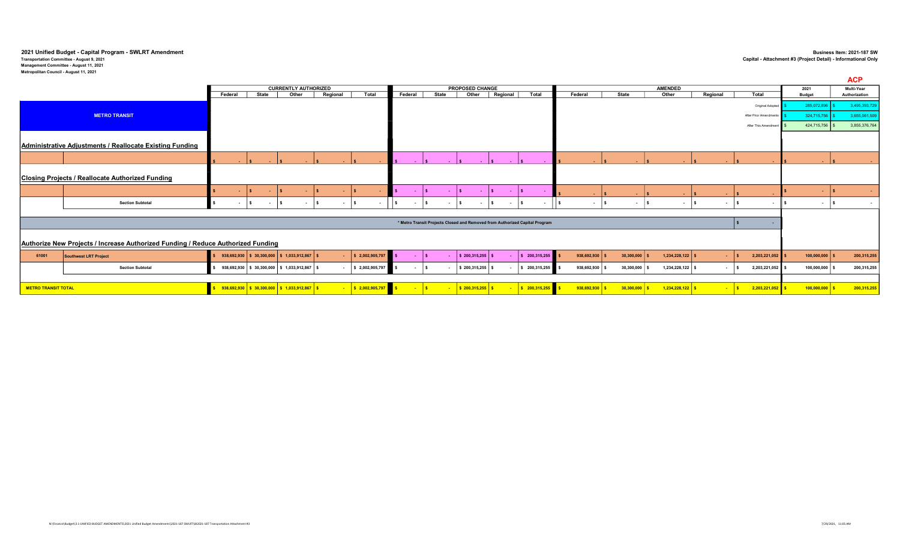**2021 Unified Budget - Capital Program - SWLRT Amendment**
**Transportation Committee - August 9, 2021**
**Management Committee - August 11, 2021**
**Metropolitan Council - August 11, 2021**

**Business Item: 2021-187 SW**
**Capital - Attachment #3 (Project Detail) - Informational Only**

**ACP**

| | | CURRENTLY AUTHORIZED | | | | | PROPOSED CHANGE | | | | | AMENDED | | | | | 2021 | Multi-Year |
|---|---|---|---|---|---|---|---|---|---|---|---|---|---|---|---|---|---|---|
| | | Federal | State | Other | Regional | Total | Federal | State | Other | Regional | Total | Federal | State | Other | Regional | Total | Budget | Authorization |
| | **METRO TRANSIT** | | | | | | | | | | | | | | | Original Adopted | $ 285,072,896 | $ 3,495,393,729 |
| | | | | | | | | | | | | | | | | After Prior Amendments | $ 324,715,756 | $ 3,655,061,509 |
| | | | | | | | | | | | | | | | | After This Amendment | $ 424,715,756 | $ 3,855,376,764 |
| **Administrative Adjustments / Reallocate Existing Funding** | | | | | | | | | | | | | | | | | | |
| | | $ - | $ - | $ - | $ - | $ - | $ - | $ - | $ - | $ - | $ - | $ - | $ - | $ - | $ - | $ - | $ - | $ - |
| **Closing Projects / Reallocate Authorized Funding** | | | | | | | | | | | | | | | | | | |
| | | $ - | $ - | $ - | $ - | $ - | $ - | $ - | $ - | $ - | $ - | $ - | $ - | $ - | $ - | $ - | $ - | $ - |
| | Section Subtotal | $ - | $ - | $ - | $ - | $ - | $ - | $ - | $ - | $ - | $ - | $ - | $ - | $ - | $ - | $ - | $ - | $ - |
| | | | | | | | * Metro Transit Projects Closed and Removed from Authorized Capital Program | | | | | | | | | $ - | | |
| **Authorize New Projects / Increase Authorized Funding / Reduce Authorized Funding** | | | | | | | | | | | | | | | | | | |
| 61001 | Southwest LRT Project | $ 938,692,930 | $ 30,300,000 | $ 1,033,912,867 | $ - | $ 2,002,905,797 | $ - | $ - | $ 200,315,255 | $ - | $ 200,315,255 | $ 938,692,930 | $ 30,300,000 | $ 1,234,228,122 | $ - | $ 2,203,221,052 | $ 100,000,000 | $ 200,315,255 |
| | Section Subtotal | $ 938,692,930 | $ 30,300,000 | $ 1,033,912,867 | $ - | $ 2,002,905,797 | $ - | $ - | $ 200,315,255 | $ - | $ 200,315,255 | $ 938,692,930 | $ 30,300,000 | $ 1,234,228,122 | $ - | $ 2,203,221,052 | $ 100,000,000 | $ 200,315,255 |
| **METRO TRANSIT TOTAL** | | $ 938,692,930 | $ 30,300,000 | $ 1,033,912,867 | $ - | $ 2,002,905,797 | $ - | $ - | $ 200,315,255 | $ - | $ 200,315,255 | $ 938,692,930 | $ 30,300,000 | $ 1,234,228,122 | $ - | $ 2,203,221,052 | $ 100,000,000 | $ 200,315,255 |

N:\Finance\Budget\3.1-UNIFIED BUDGET AMENDMENTS\2021 Unified Budget Amendments\2021-187 SWLRT\BI2021-187 Transportation Attachment #3

7/29/2021, 11:05 AM